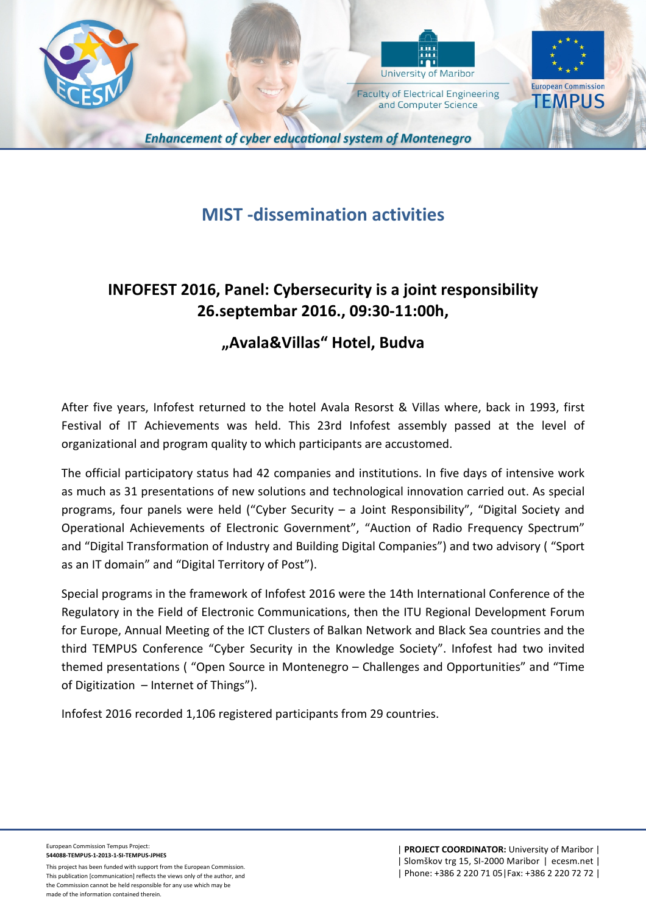# MIST -dissemination activities

## INFOFEST 2016, Panel: Cybersecurity is a joint responsibility 26.septembar 2016., 09:30-11:00h,

## „Avala&Villas“ Hotel, Budva

After five years, Infofest returned to the hotel Avala Resorst & Villas where, back in 1993, first Festival of IT Achievements was held. This 23rd Infofest assembly passed at the level of organizational and program quality to which participants are accustomed.

The official participatory status had 42 companies and institutions. In five days of intensive work as much as 31 presentations of new solutions and technological innovation carried out. As special programs, four panels were held (“Cyber Security – a Joint Responsibility”, “Digital Society and Operational Achievements of Electronic Government”, “Auction of Radio Frequency Spectrum” and “Digital Transformation of Industry and Building Digital Companies”) and two advisory ( “Sport as an IT domain” and “Digital Territory of Post”).

Special programs in the framework of Infofest 2016 were the 14th International Conference of the Regulatory in the Field of Electronic Communications, then the ITU Regional Development Forum for Europe, Annual Meeting of the ICT Clusters of Balkan Network and Black Sea countries and the third TEMPUS Conference “Cyber Security in the Knowledge Society”. Infofest had two invited themed presentations ( “Open Source in Montenegro – Challenges and Opportunities” and “Time of Digitization – Internet of Things”).

Infofest 2016 recorded 1,106 registered participants from 29 countries.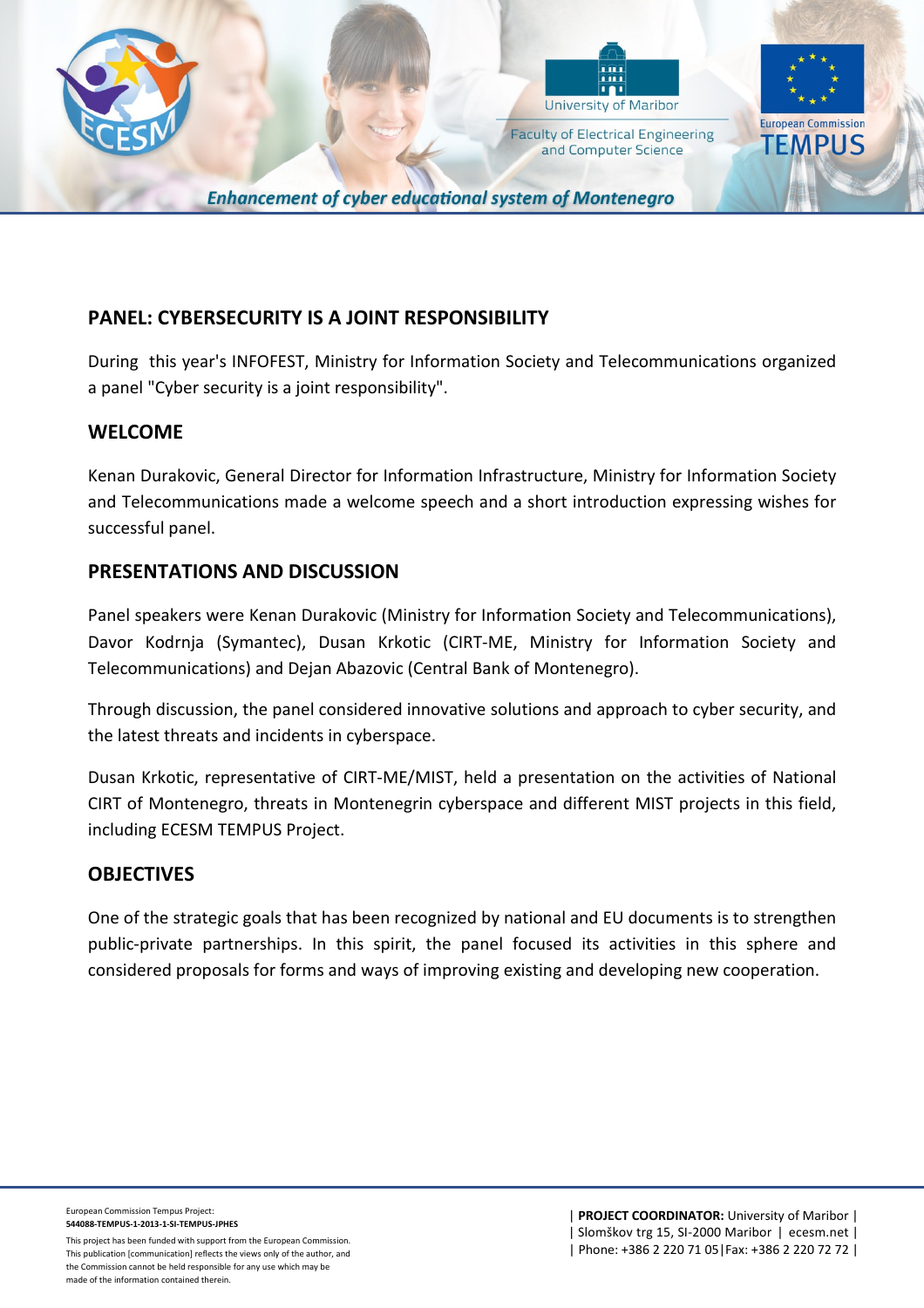## PANEL: CYBERSECURITY IS A JOINT RESPONSIBILITY

During this year's INFOFEST, Ministry for Information Society and Telecommunications organized a panel "Cyber security is a joint responsibility".

## WELCOME

Kenan Durakovic, General Director for Information Infrastructure, Ministry for Information Society and Telecommunications made a welcome speech and a short introduction expressing wishes for successful panel.

## PRESENTATIONS AND DISCUSSION

Panel speakers were Kenan Durakovic (Ministry for Information Society and Telecommunications), Davor Kodrnja (Symantec), Dusan Krkotic (CIRT-ME, Ministry for Information Society and Telecommunications) and Dejan Abazovic (Central Bank of Montenegro).

Through discussion, the panel considered innovative solutions and approach to cyber security, and the latest threats and incidents in cyberspace.

Dusan Krkotic, representative of CIRT-ME/MIST, held a presentation on the activities of National CIRT of Montenegro, threats in Montenegrin cyberspace and different MIST projects in this field, including ECESM TEMPUS Project.

## OBJECTIVES

One of the strategic goals that has been recognized by national and EU documents is to strengthen public-private partnerships. In this spirit, the panel focused its activities in this sphere and considered proposals for forms and ways of improving existing and developing new cooperation.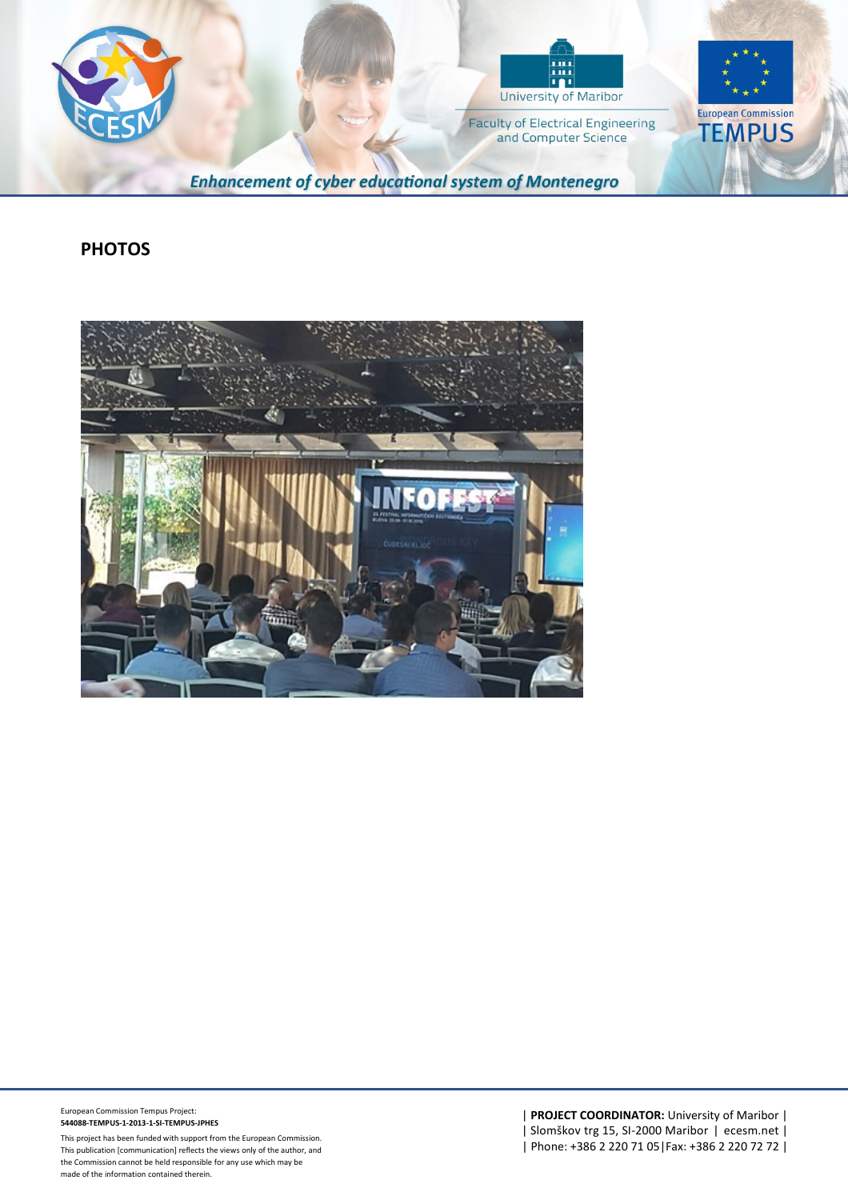## PHOTOS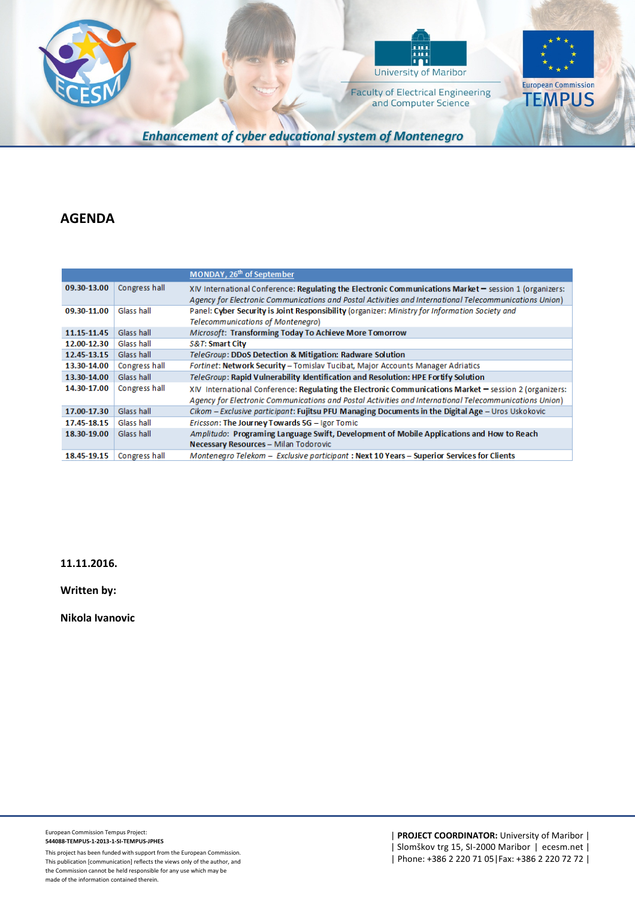## AGENDA

| | | MONDAY, 26th of September |
|---|---|---|
| 09.30-13.00 | Congress hall | XIV International Conference: **Regulating the Electronic Communications Market** – session 1 (organizers: *Agency for Electronic Communications and Postal Activities and International Telecommunications Union*) |
| 09.30-11.00 | Glass hall | Panel: **Cyber Security is Joint Responsibility** (organizer: *Ministry for Information Society and Telecommunications of Montenegro*) |
| 11.15-11.45 | Glass hall | *Microsoft*: **Transforming Today To Achieve More Tomorrow** |
| 12.00-12.30 | Glass hall | *S&T*: **Smart City** |
| 12.45-13.15 | Glass hall | *TeleGroup*: **DDoS Detection & Mitigation: Radware Solution** |
| 13.30-14.00 | Congress hall | *Fortinet*: **Network Security** – Tomislav Tucibat, Major Accounts Manager Adriatics |
| 13.30-14.00 | Glass hall | *TeleGroup*: **Rapid Vulnerability Identification and Resolution: HPE Fortify Solution** |
| 14.30-17.00 | Congress hall | XIV International Conference: **Regulating the Electronic Communications Market** – session 2 (organizers: *Agency for Electronic Communications and Postal Activities and International Telecommunications Union*) |
| 17.00-17.30 | Glass hall | *Cikom – Exclusive participant*: **Fujitsu PFU Managing Documents in the Digital Age** – Uros Uskokovic |
| 17.45-18.15 | Glass hall | *Ericsson*: **The Journey Towards 5G** – Igor Tomic |
| 18.30-19.00 | Glass hall | *Amplitudo*: **Programing Language Swift, Development of Mobile Applications and How to Reach Necessary Resources** – Milan Todorovic |
| 18.45-19.15 | Congress hall | *Montenegro Telekom – Exclusive participant* : **Next 10 Years – Superior Services for Clients** |

**11.11.2016.**

**Written by:**

**Nikola Ivanovic**